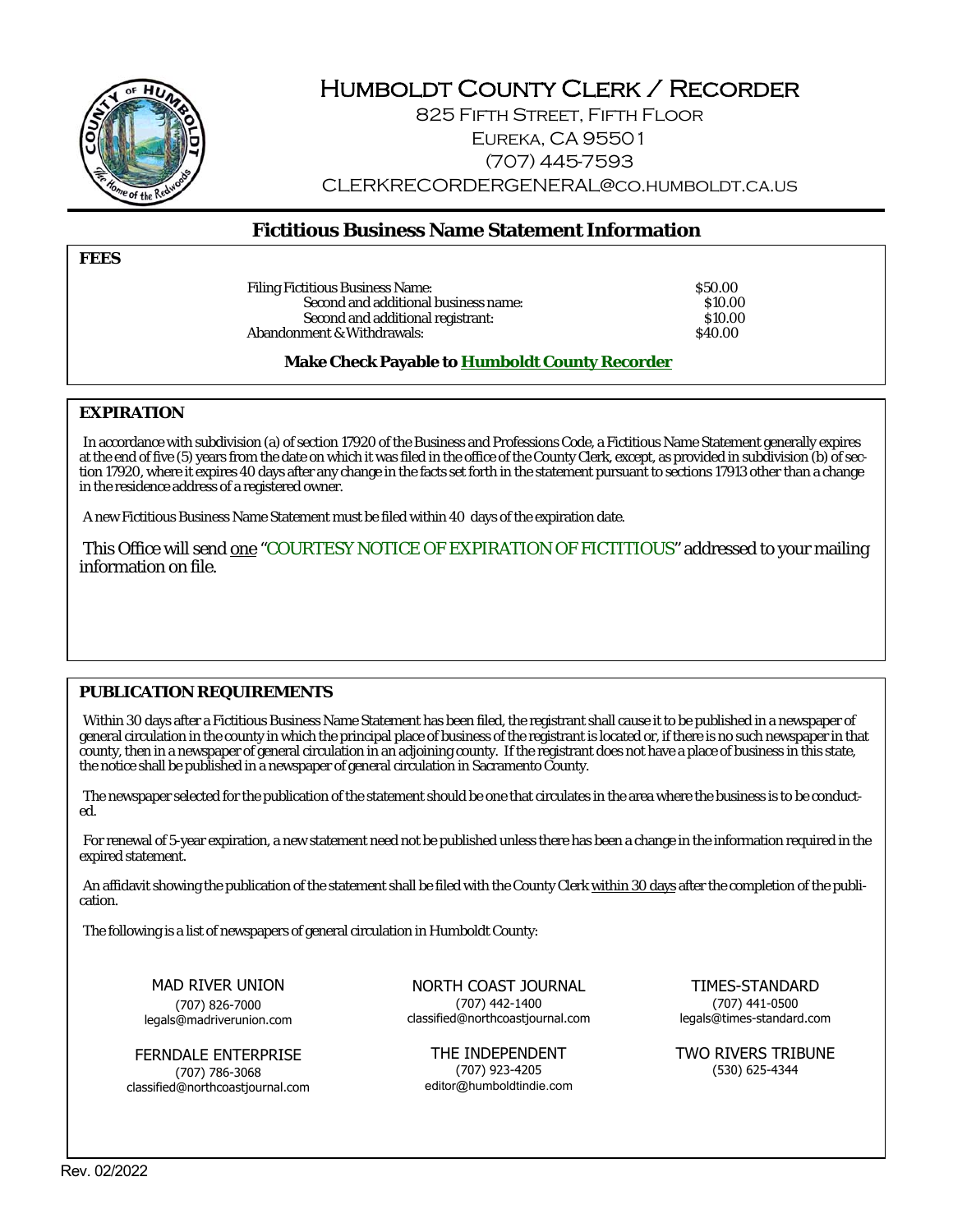# Humboldt County Clerk / Recorder

825 Fifth Street, Fifth Floor
Eureka, CA 95501
(707) 445-7593
CLERKRECORDERGENERAL@co.humboldt.ca.us

## Fictitious Business Name Statement Information

### FEES

| | |
|---|---|
| Filing Fictitious Business Name: | $50.00 |
| Second and additional business name: | $10.00 |
| Second and additional registrant: | $10.00 |
| Abandonment & Withdrawals: | $40.00 |

**Make Check Payable to Humboldt County Recorder**

### EXPIRATION

In accordance with subdivision (a) of section 17920 of the Business and Professions Code, a Fictitious Name Statement generally expires at the end of five (5) years from the date on which it was filed in the office of the County Clerk, except, as provided in subdivision (b) of section 17920, where it expires 40 days after any change in the facts set forth in the statement pursuant to sections 17913 other than a change in the residence address of a registered owner.

A new Fictitious Business Name Statement must be filed within 40 days of the expiration date.

This Office will send one "COURTESY NOTICE OF EXPIRATION OF FICTITIOUS" addressed to your mailing information on file.

### PUBLICATION REQUIREMENTS

Within 30 days after a Fictitious Business Name Statement has been filed, the registrant shall cause it to be published in a newspaper of general circulation in the county in which the principal place of business of the registrant is located or, if there is no such newspaper in that county, then in a newspaper of general circulation in an adjoining county. If the registrant does not have a place of business in this state, the notice shall be published in a newspaper of general circulation in Sacramento County.

The newspaper selected for the publication of the statement should be one that circulates in the area where the business is to be conducted.

For renewal of 5-year expiration, a new statement need not be published unless there has been a change in the information required in the expired statement.

An affidavit showing the publication of the statement shall be filed with the County Clerk within 30 days after the completion of the publication.

The following is a list of newspapers of general circulation in Humboldt County:

MAD RIVER UNION
(707) 826-7000
legals@madriverunion.com

NORTH COAST JOURNAL
(707) 442-1400
classified@northcoastjournal.com

TIMES-STANDARD
(707) 441-0500
legals@times-standard.com

FERNDALE ENTERPRISE
(707) 786-3068
classified@northcoastjournal.com

THE INDEPENDENT
(707) 923-4205
editor@humboldtindie.com

TWO RIVERS TRIBUNE
(530) 625-4344

Rev. 02/2022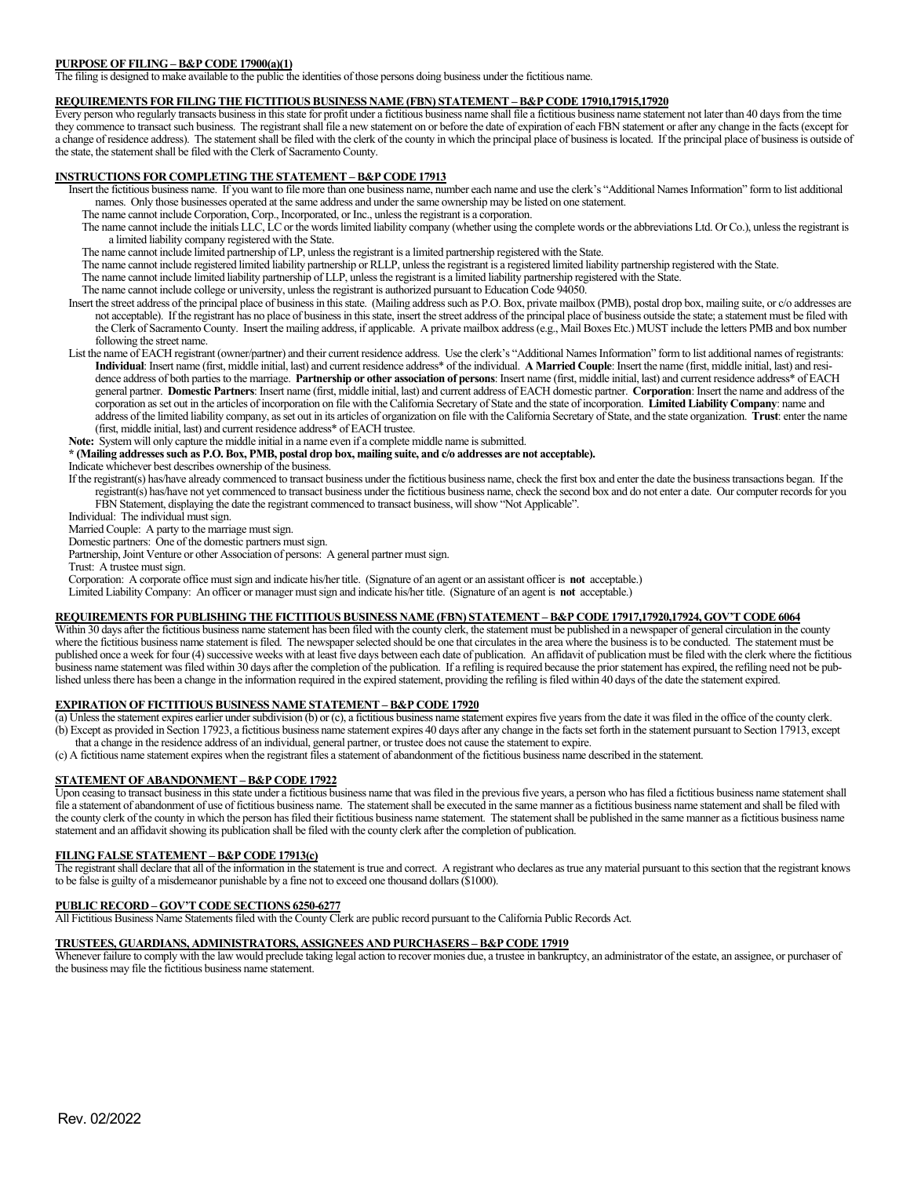**PURPOSE OF FILING – B&P CODE 17900(a)(1)**

The filing is designed to make available to the public the identities of those persons doing business under the fictitious name.

**REQUIREMENTS FOR FILING THE FICTITIOUS BUSINESS NAME (FBN) STATEMENT – B&P CODE 17910,17915,17920**

Every person who regularly transacts business in this state for profit under a fictitious business name shall file a fictitious business name statement not later than 40 days from the time they commence to transact such business. The registrant shall file a new statement on or before the date of expiration of each FBN statement or after any change in the facts (except for a change of residence address). The statement shall be filed with the clerk of the county in which the principal place of business is located. If the principal place of business is outside of the state, the statement shall be filed with the Clerk of Sacramento County.

**INSTRUCTIONS FOR COMPLETING THE STATEMENT – B&P CODE 17913**

Insert the fictitious business name. If you want to file more than one business name, number each name and use the clerk's "Additional Names Information" form to list additional names. Only those businesses operated at the same address and under the same ownership may be listed on one statement.

The name cannot include Corporation, Corp., Incorporated, or Inc., unless the registrant is a corporation.

The name cannot include the initials LLC, LC or the words limited liability company (whether using the complete words or the abbreviations Ltd. Or Co.), unless the registrant is a limited liability company registered with the State.

The name cannot include limited partnership of LP, unless the registrant is a limited partnership registered with the State.

The name cannot include registered limited liability partnership or RLLP, unless the registrant is a registered limited liability partnership registered with the State.

The name cannot include limited liability partnership of LLP, unless the registrant is a limited liability partnership registered with the State.

The name cannot include college or university, unless the registrant is authorized pursuant to Education Code 94050.

Insert the street address of the principal place of business in this state. (Mailing address such as P.O. Box, private mailbox (PMB), postal drop box, mailing suite, or c/o addresses are not acceptable). If the registrant has no place of business in this state, insert the street address of the principal place of business outside the state; a statement must be filed with the Clerk of Sacramento County. Insert the mailing address, if applicable. A private mailbox address (e.g., Mail Boxes Etc.) MUST include the letters PMB and box number following the street name.

List the name of EACH registrant (owner/partner) and their current residence address. Use the clerk's "Additional Names Information" form to list additional names of registrants: **Individual**: Insert name (first, middle initial, last) and current residence address* of the individual. **A Married Couple**: Insert the name (first, middle initial, last) and residence address of both parties to the marriage. **Partnership or other association of persons**: Insert name (first, middle initial, last) and current residence address* of EACH general partner. **Domestic Partners**: Insert name (first, middle initial, last) and current address of EACH domestic partner. **Corporation**: Insert the name and address of the corporation as set out in the articles of incorporation on file with the California Secretary of State and the state of incorporation. **Limited Liability Company**: name and address of the limited liability company, as set out in its articles of organization on file with the California Secretary of State, and the state organization. **Trust**: enter the name (first, middle initial, last) and current residence address* of EACH trustee.

**Note:** System will only capture the middle initial in a name even if a complete middle name is submitted.

**\* (Mailing addresses such as P.O. Box, PMB, postal drop box, mailing suite, and c/o addresses are not acceptable).**

Indicate whichever best describes ownership of the business.

If the registrant(s) has/have already commenced to transact business under the fictitious business name, check the first box and enter the date the business transactions began. If the registrant(s) has/have not yet commenced to transact business under the fictitious business name, check the second box and do not enter a date. Our computer records for you FBN Statement, displaying the date the registrant commenced to transact business, will show "Not Applicable".

Individual: The individual must sign.

Married Couple: A party to the marriage must sign.

Domestic partners: One of the domestic partners must sign.

Partnership, Joint Venture or other Association of persons: A general partner must sign.

Trust: A trustee must sign.

Corporation: A corporate office must sign and indicate his/her title. (Signature of an agent or an assistant officer is **not** acceptable.)

Limited Liability Company: An officer or manager must sign and indicate his/her title. (Signature of an agent is **not** acceptable.)

**REQUIREMENTS FOR PUBLISHING THE FICTITIOUS BUSINESS NAME (FBN) STATEMENT – B&P CODE 17917,17920,17924, GOV'T CODE 6064**

Within 30 days after the fictitious business name statement has been filed with the county clerk, the statement must be published in a newspaper of general circulation in the county where the fictitious business name statement is filed. The newspaper selected should be one that circulates in the area where the business is to be conducted. The statement must be published once a week for four (4) successive weeks with at least five days between each date of publication. An affidavit of publication must be filed with the clerk where the fictitious business name statement was filed within 30 days after the completion of the publication. If a refiling is required because the prior statement has expired, the refiling need not be published unless there has been a change in the information required in the expired statement, providing the refiling is filed within 40 days of the date the statement expired.

**EXPIRATION OF FICTITIOUS BUSINESS NAME STATEMENT – B&P CODE 17920**

(a) Unless the statement expires earlier under subdivision (b) or (c), a fictitious business name statement expires five years from the date it was filed in the office of the county clerk.

(b) Except as provided in Section 17923, a fictitious business name statement expires 40 days after any change in the facts set forth in the statement pursuant to Section 17913, except that a change in the residence address of an individual, general partner, or trustee does not cause the statement to expire.

(c) A fictitious name statement expires when the registrant files a statement of abandonment of the fictitious business name described in the statement.

**STATEMENT OF ABANDONMENT – B&P CODE 17922**

Upon ceasing to transact business in this state under a fictitious business name that was filed in the previous five years, a person who has filed a fictitious business name statement shall file a statement of abandonment of use of fictitious business name. The statement shall be executed in the same manner as a fictitious business name statement and shall be filed with the county clerk of the county in which the person has filed their fictitious business name statement. The statement shall be published in the same manner as a fictitious business name statement and an affidavit showing its publication shall be filed with the county clerk after the completion of publication.

**FILING FALSE STATEMENT – B&P CODE 17913(c)**

The registrant shall declare that all of the information in the statement is true and correct. A registrant who declares as true any material pursuant to this section that the registrant knows to be false is guilty of a misdemeanor punishable by a fine not to exceed one thousand dollars ($1000).

**PUBLIC RECORD – GOV'T CODE SECTIONS 6250-6277**

All Fictitious Business Name Statements filed with the County Clerk are public record pursuant to the California Public Records Act.

**TRUSTEES, GUARDIANS, ADMINISTRATORS, ASSIGNEES AND PURCHASERS – B&P CODE 17919**

Whenever failure to comply with the law would preclude taking legal action to recover monies due, a trustee in bankruptcy, an administrator of the estate, an assignee, or purchaser of the business may file the fictitious business name statement.

Rev. 02/2022